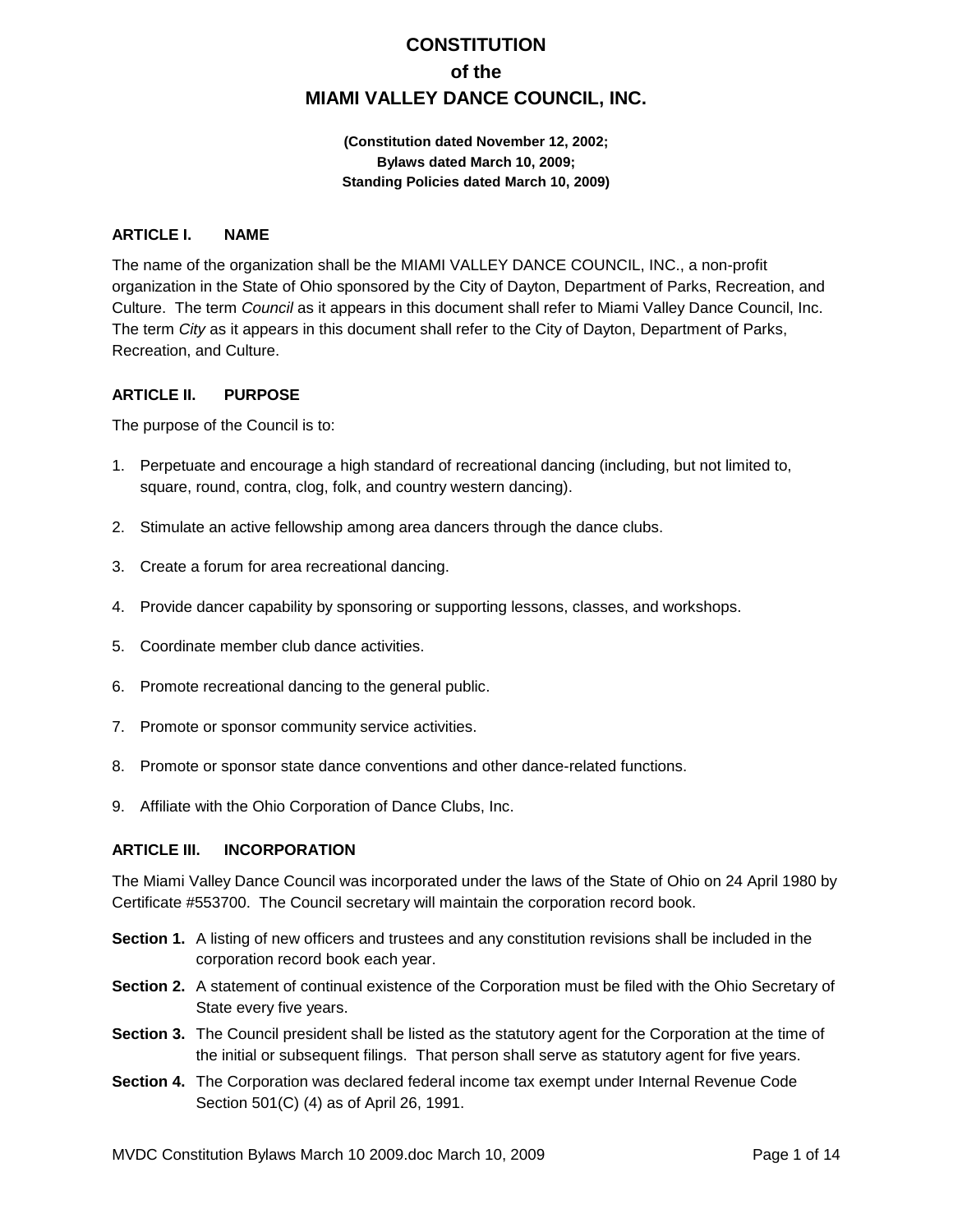# CONSTITUTION
# of the
# MIAMI VALLEY DANCE COUNCIL, INC.

**(Constitution dated November 12, 2002;**
**Bylaws dated March 10, 2009;**
**Standing Policies dated March 10, 2009)**

## ARTICLE I. NAME

The name of the organization shall be the MIAMI VALLEY DANCE COUNCIL, INC., a non-profit organization in the State of Ohio sponsored by the City of Dayton, Department of Parks, Recreation, and Culture. The term *Council* as it appears in this document shall refer to Miami Valley Dance Council, Inc. The term *City* as it appears in this document shall refer to the City of Dayton, Department of Parks, Recreation, and Culture.

## ARTICLE II. PURPOSE

The purpose of the Council is to:

1. Perpetuate and encourage a high standard of recreational dancing (including, but not limited to, square, round, contra, clog, folk, and country western dancing).
2. Stimulate an active fellowship among area dancers through the dance clubs.
3. Create a forum for area recreational dancing.
4. Provide dancer capability by sponsoring or supporting lessons, classes, and workshops.
5. Coordinate member club dance activities.
6. Promote recreational dancing to the general public.
7. Promote or sponsor community service activities.
8. Promote or sponsor state dance conventions and other dance-related functions.
9. Affiliate with the Ohio Corporation of Dance Clubs, Inc.

## ARTICLE III. INCORPORATION

The Miami Valley Dance Council was incorporated under the laws of the State of Ohio on 24 April 1980 by Certificate #553700. The Council secretary will maintain the corporation record book.

**Section 1.** A listing of new officers and trustees and any constitution revisions shall be included in the corporation record book each year.

**Section 2.** A statement of continual existence of the Corporation must be filed with the Ohio Secretary of State every five years.

**Section 3.** The Council president shall be listed as the statutory agent for the Corporation at the time of the initial or subsequent filings. That person shall serve as statutory agent for five years.

**Section 4.** The Corporation was declared federal income tax exempt under Internal Revenue Code Section 501(C) (4) as of April 26, 1991.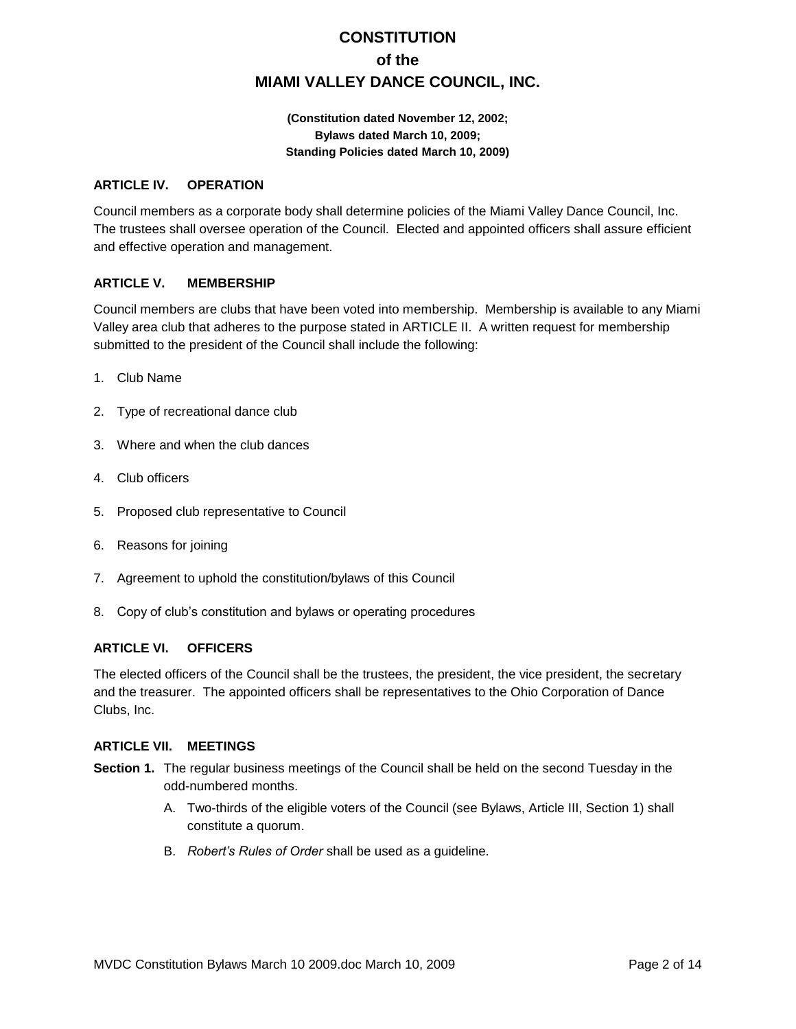# CONSTITUTION
# of the
# MIAMI VALLEY DANCE COUNCIL, INC.

**(Constitution dated November 12, 2002;**
**Bylaws dated March 10, 2009;**
**Standing Policies dated March 10, 2009)**

### ARTICLE IV. OPERATION

Council members as a corporate body shall determine policies of the Miami Valley Dance Council, Inc. The trustees shall oversee operation of the Council. Elected and appointed officers shall assure efficient and effective operation and management.

### ARTICLE V. MEMBERSHIP

Council members are clubs that have been voted into membership. Membership is available to any Miami Valley area club that adheres to the purpose stated in ARTICLE II. A written request for membership submitted to the president of the Council shall include the following:

1. Club Name
2. Type of recreational dance club
3. Where and when the club dances
4. Club officers
5. Proposed club representative to Council
6. Reasons for joining
7. Agreement to uphold the constitution/bylaws of this Council
8. Copy of club's constitution and bylaws or operating procedures

### ARTICLE VI. OFFICERS

The elected officers of the Council shall be the trustees, the president, the vice president, the secretary and the treasurer. The appointed officers shall be representatives to the Ohio Corporation of Dance Clubs, Inc.

### ARTICLE VII. MEETINGS

**Section 1.** The regular business meetings of the Council shall be held on the second Tuesday in the odd-numbered months.

A. Two-thirds of the eligible voters of the Council (see Bylaws, Article III, Section 1) shall constitute a quorum.

B. *Robert's Rules of Order* shall be used as a guideline.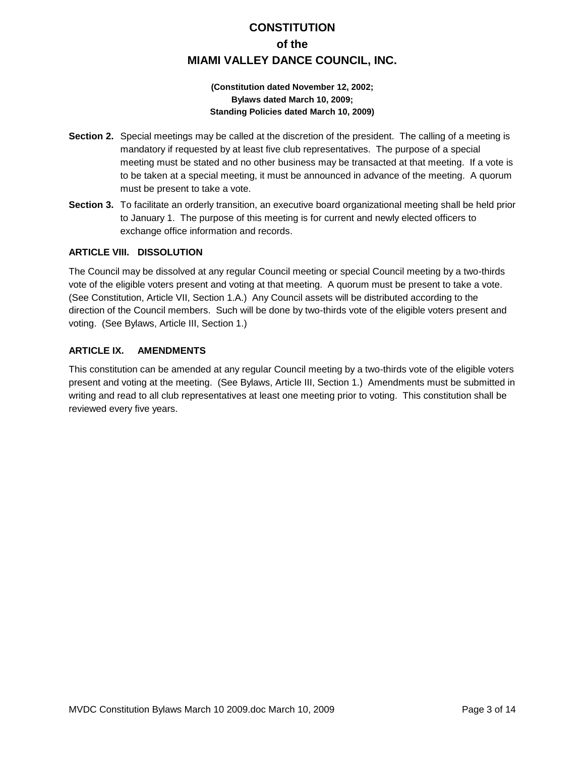**Section 2.** Special meetings may be called at the discretion of the president. The calling of a meeting is mandatory if requested by at least five club representatives. The purpose of a special meeting must be stated and no other business may be transacted at that meeting. If a vote is to be taken at a special meeting, it must be announced in advance of the meeting. A quorum must be present to take a vote.

**Section 3.** To facilitate an orderly transition, an executive board organizational meeting shall be held prior to January 1. The purpose of this meeting is for current and newly elected officers to exchange office information and records.

### ARTICLE VIII. DISSOLUTION

The Council may be dissolved at any regular Council meeting or special Council meeting by a two-thirds vote of the eligible voters present and voting at that meeting. A quorum must be present to take a vote. (See Constitution, Article VII, Section 1.A.) Any Council assets will be distributed according to the direction of the Council members. Such will be done by two-thirds vote of the eligible voters present and voting. (See Bylaws, Article III, Section 1.)

### ARTICLE IX. AMENDMENTS

This constitution can be amended at any regular Council meeting by a two-thirds vote of the eligible voters present and voting at the meeting. (See Bylaws, Article III, Section 1.) Amendments must be submitted in writing and read to all club representatives at least one meeting prior to voting. This constitution shall be reviewed every five years.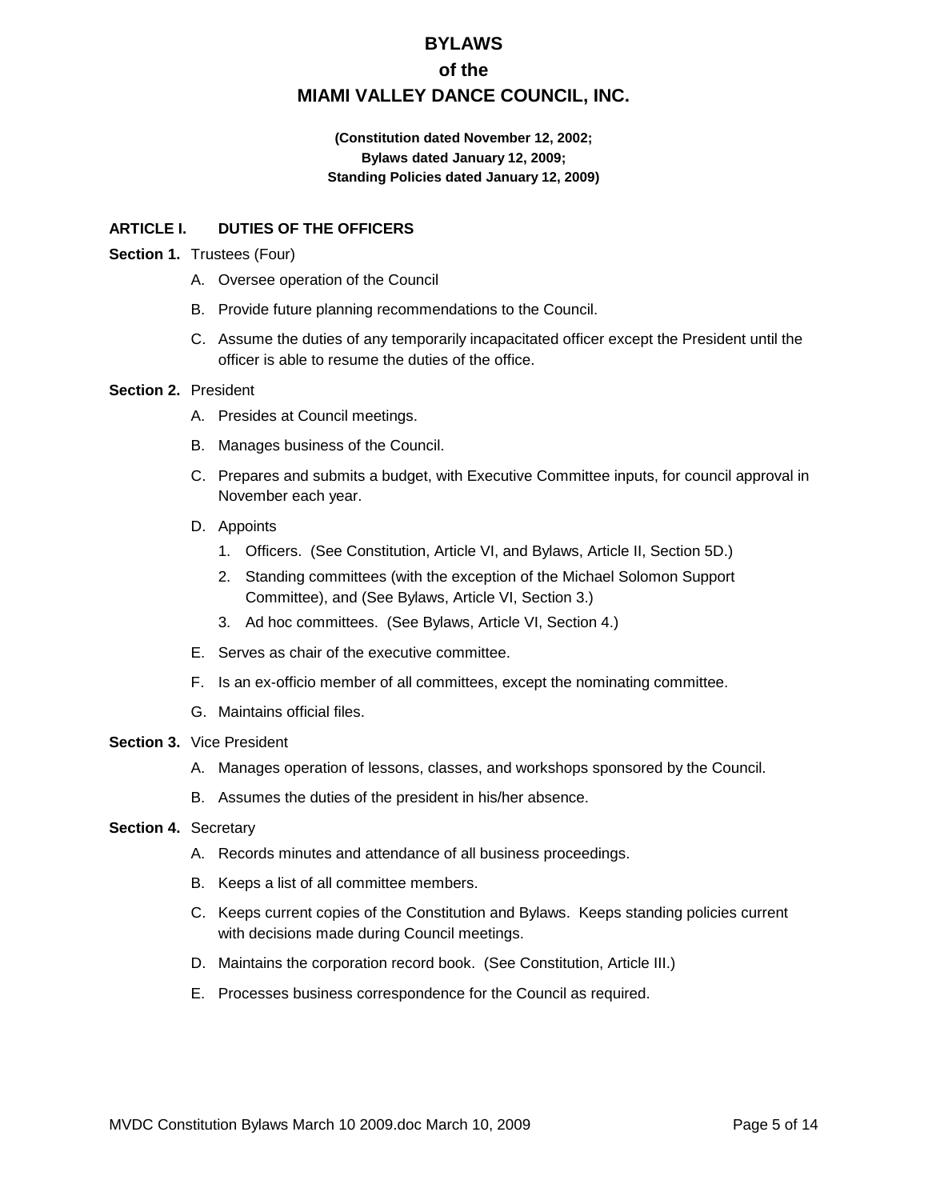# BYLAWS
# of the
# MIAMI VALLEY DANCE COUNCIL, INC.

**(Constitution dated November 12, 2002;**
**Bylaws dated January 12, 2009;**
**Standing Policies dated January 12, 2009)**

## ARTICLE I. DUTIES OF THE OFFICERS

**Section 1.** Trustees (Four)

A. Oversee operation of the Council

B. Provide future planning recommendations to the Council.

C. Assume the duties of any temporarily incapacitated officer except the President until the officer is able to resume the duties of the office.

**Section 2.** President

A. Presides at Council meetings.

B. Manages business of the Council.

C. Prepares and submits a budget, with Executive Committee inputs, for council approval in November each year.

D. Appoints

1. Officers. (See Constitution, Article VI, and Bylaws, Article II, Section 5D.)
2. Standing committees (with the exception of the Michael Solomon Support Committee), and (See Bylaws, Article VI, Section 3.)
3. Ad hoc committees. (See Bylaws, Article VI, Section 4.)

E. Serves as chair of the executive committee.

F. Is an ex-officio member of all committees, except the nominating committee.

G. Maintains official files.

**Section 3.** Vice President

A. Manages operation of lessons, classes, and workshops sponsored by the Council.

B. Assumes the duties of the president in his/her absence.

**Section 4.** Secretary

A. Records minutes and attendance of all business proceedings.

B. Keeps a list of all committee members.

C. Keeps current copies of the Constitution and Bylaws. Keeps standing policies current with decisions made during Council meetings.

D. Maintains the corporation record book. (See Constitution, Article III.)

E. Processes business correspondence for the Council as required.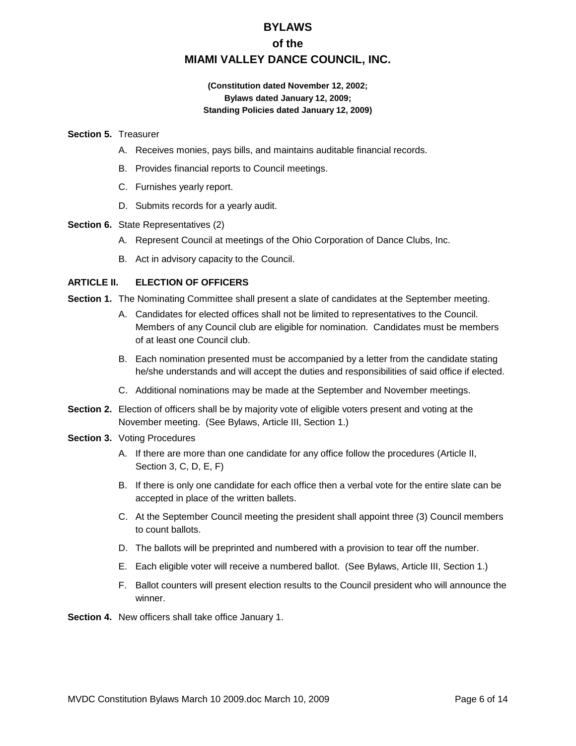# BYLAWS
# of the
# MIAMI VALLEY DANCE COUNCIL, INC.

**(Constitution dated November 12, 2002;**
**Bylaws dated January 12, 2009;**
**Standing Policies dated January 12, 2009)**

**Section 5.** Treasurer

A. Receives monies, pays bills, and maintains auditable financial records.

B. Provides financial reports to Council meetings.

C. Furnishes yearly report.

D. Submits records for a yearly audit.

**Section 6.** State Representatives (2)

A. Represent Council at meetings of the Ohio Corporation of Dance Clubs, Inc.

B. Act in advisory capacity to the Council.

## ARTICLE II. ELECTION OF OFFICERS

**Section 1.** The Nominating Committee shall present a slate of candidates at the September meeting.

A. Candidates for elected offices shall not be limited to representatives to the Council. Members of any Council club are eligible for nomination. Candidates must be members of at least one Council club.

B. Each nomination presented must be accompanied by a letter from the candidate stating he/she understands and will accept the duties and responsibilities of said office if elected.

C. Additional nominations may be made at the September and November meetings.

**Section 2.** Election of officers shall be by majority vote of eligible voters present and voting at the November meeting. (See Bylaws, Article III, Section 1.)

**Section 3.** Voting Procedures

A. If there are more than one candidate for any office follow the procedures (Article II, Section 3, C, D, E, F)

B. If there is only one candidate for each office then a verbal vote for the entire slate can be accepted in place of the written ballets.

C. At the September Council meeting the president shall appoint three (3) Council members to count ballots.

D. The ballots will be preprinted and numbered with a provision to tear off the number.

E. Each eligible voter will receive a numbered ballot. (See Bylaws, Article III, Section 1.)

F. Ballot counters will present election results to the Council president who will announce the winner.

**Section 4.** New officers shall take office January 1.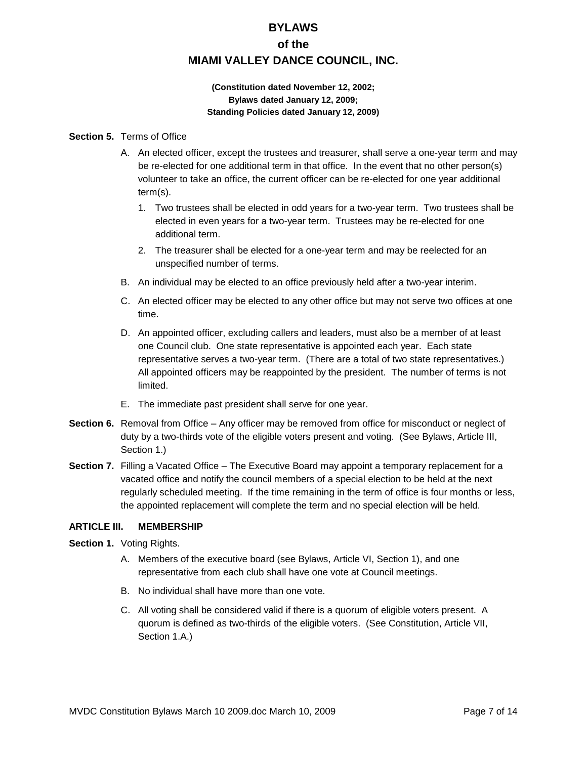# BYLAWS
# of the
# MIAMI VALLEY DANCE COUNCIL, INC.

**(Constitution dated November 12, 2002;**
**Bylaws dated January 12, 2009;**
**Standing Policies dated January 12, 2009)**

**Section 5.** Terms of Office

A. An elected officer, except the trustees and treasurer, shall serve a one-year term and may be re-elected for one additional term in that office. In the event that no other person(s) volunteer to take an office, the current officer can be re-elected for one year additional term(s).

   1. Two trustees shall be elected in odd years for a two-year term. Two trustees shall be elected in even years for a two-year term. Trustees may be re-elected for one additional term.
   2. The treasurer shall be elected for a one-year term and may be reelected for an unspecified number of terms.

B. An individual may be elected to an office previously held after a two-year interim.

C. An elected officer may be elected to any other office but may not serve two offices at one time.

D. An appointed officer, excluding callers and leaders, must also be a member of at least one Council club. One state representative is appointed each year. Each state representative serves a two-year term. (There are a total of two state representatives.) All appointed officers may be reappointed by the president. The number of terms is not limited.

E. The immediate past president shall serve for one year.

**Section 6.** Removal from Office – Any officer may be removed from office for misconduct or neglect of duty by a two-thirds vote of the eligible voters present and voting. (See Bylaws, Article III, Section 1.)

**Section 7.** Filling a Vacated Office – The Executive Board may appoint a temporary replacement for a vacated office and notify the council members of a special election to be held at the next regularly scheduled meeting. If the time remaining in the term of office is four months or less, the appointed replacement will complete the term and no special election will be held.

## ARTICLE III. MEMBERSHIP

**Section 1.** Voting Rights.

A. Members of the executive board (see Bylaws, Article VI, Section 1), and one representative from each club shall have one vote at Council meetings.

B. No individual shall have more than one vote.

C. All voting shall be considered valid if there is a quorum of eligible voters present. A quorum is defined as two-thirds of the eligible voters. (See Constitution, Article VII, Section 1.A.)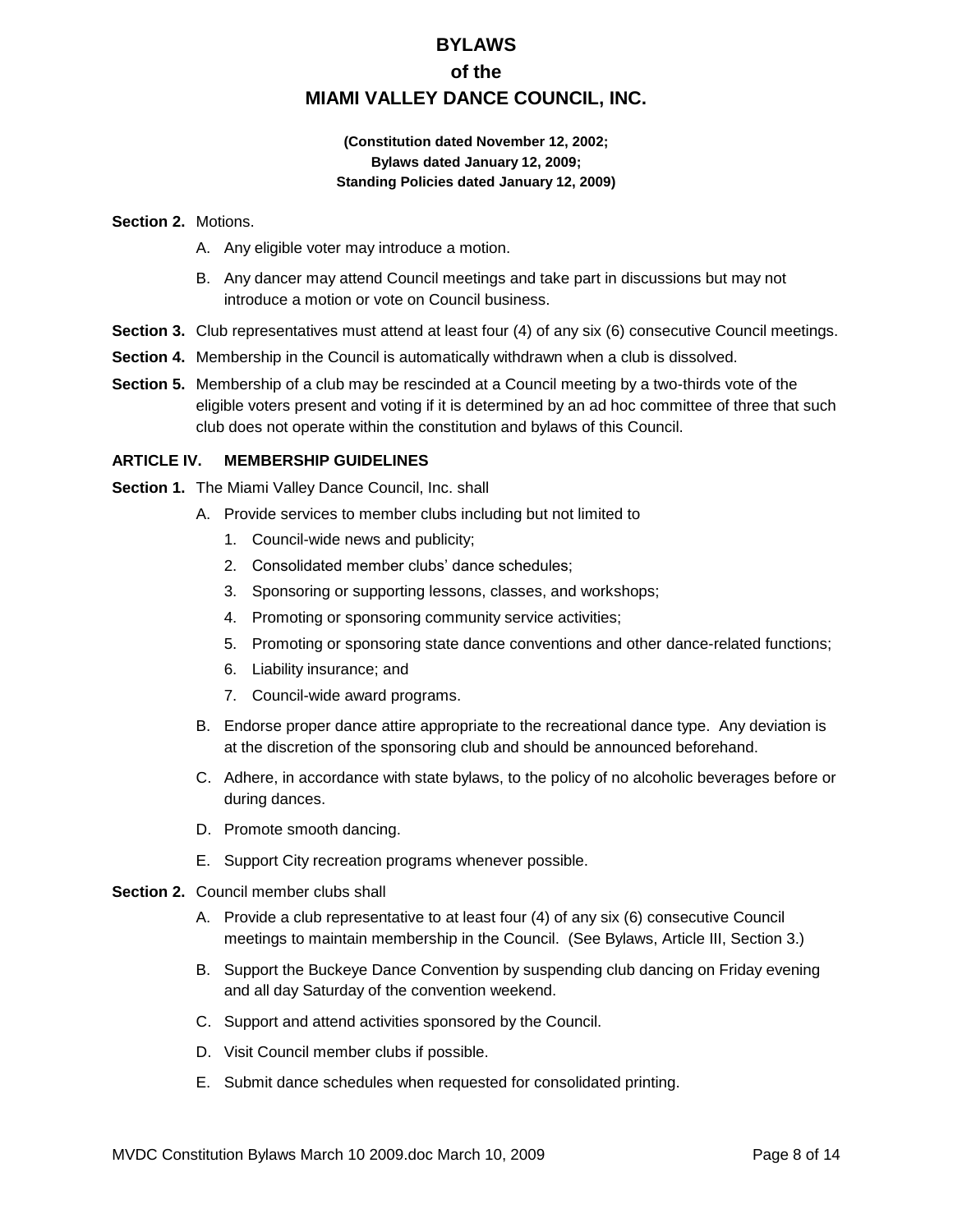**Section 2.** Motions.

A. Any eligible voter may introduce a motion.

B. Any dancer may attend Council meetings and take part in discussions but may not introduce a motion or vote on Council business.

**Section 3.** Club representatives must attend at least four (4) of any six (6) consecutive Council meetings.

**Section 4.** Membership in the Council is automatically withdrawn when a club is dissolved.

**Section 5.** Membership of a club may be rescinded at a Council meeting by a two-thirds vote of the eligible voters present and voting if it is determined by an ad hoc committee of three that such club does not operate within the constitution and bylaws of this Council.

## ARTICLE IV. MEMBERSHIP GUIDELINES

**Section 1.** The Miami Valley Dance Council, Inc. shall

A. Provide services to member clubs including but not limited to

1. Council-wide news and publicity;
2. Consolidated member clubs' dance schedules;
3. Sponsoring or supporting lessons, classes, and workshops;
4. Promoting or sponsoring community service activities;
5. Promoting or sponsoring state dance conventions and other dance-related functions;
6. Liability insurance; and
7. Council-wide award programs.

B. Endorse proper dance attire appropriate to the recreational dance type. Any deviation is at the discretion of the sponsoring club and should be announced beforehand.

C. Adhere, in accordance with state bylaws, to the policy of no alcoholic beverages before or during dances.

D. Promote smooth dancing.

E. Support City recreation programs whenever possible.

**Section 2.** Council member clubs shall

A. Provide a club representative to at least four (4) of any six (6) consecutive Council meetings to maintain membership in the Council. (See Bylaws, Article III, Section 3.)

B. Support the Buckeye Dance Convention by suspending club dancing on Friday evening and all day Saturday of the convention weekend.

C. Support and attend activities sponsored by the Council.

D. Visit Council member clubs if possible.

E. Submit dance schedules when requested for consolidated printing.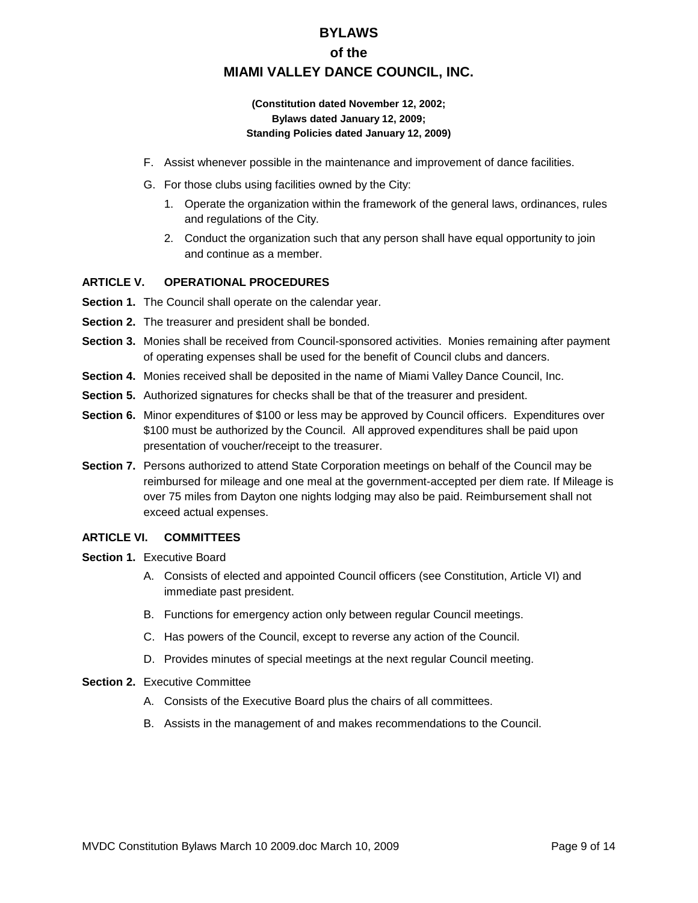F. Assist whenever possible in the maintenance and improvement of dance facilities.

G. For those clubs using facilities owned by the City:

1. Operate the organization within the framework of the general laws, ordinances, rules and regulations of the City.
2. Conduct the organization such that any person shall have equal opportunity to join and continue as a member.

## ARTICLE V. OPERATIONAL PROCEDURES

**Section 1.** The Council shall operate on the calendar year.

**Section 2.** The treasurer and president shall be bonded.

**Section 3.** Monies shall be received from Council-sponsored activities. Monies remaining after payment of operating expenses shall be used for the benefit of Council clubs and dancers.

**Section 4.** Monies received shall be deposited in the name of Miami Valley Dance Council, Inc.

**Section 5.** Authorized signatures for checks shall be that of the treasurer and president.

**Section 6.** Minor expenditures of $100 or less may be approved by Council officers. Expenditures over $100 must be authorized by the Council. All approved expenditures shall be paid upon presentation of voucher/receipt to the treasurer.

**Section 7.** Persons authorized to attend State Corporation meetings on behalf of the Council may be reimbursed for mileage and one meal at the government-accepted per diem rate. If Mileage is over 75 miles from Dayton one nights lodging may also be paid. Reimbursement shall not exceed actual expenses.

## ARTICLE VI. COMMITTEES

**Section 1.** Executive Board

A. Consists of elected and appointed Council officers (see Constitution, Article VI) and immediate past president.

B. Functions for emergency action only between regular Council meetings.

C. Has powers of the Council, except to reverse any action of the Council.

D. Provides minutes of special meetings at the next regular Council meeting.

**Section 2.** Executive Committee

A. Consists of the Executive Board plus the chairs of all committees.

B. Assists in the management of and makes recommendations to the Council.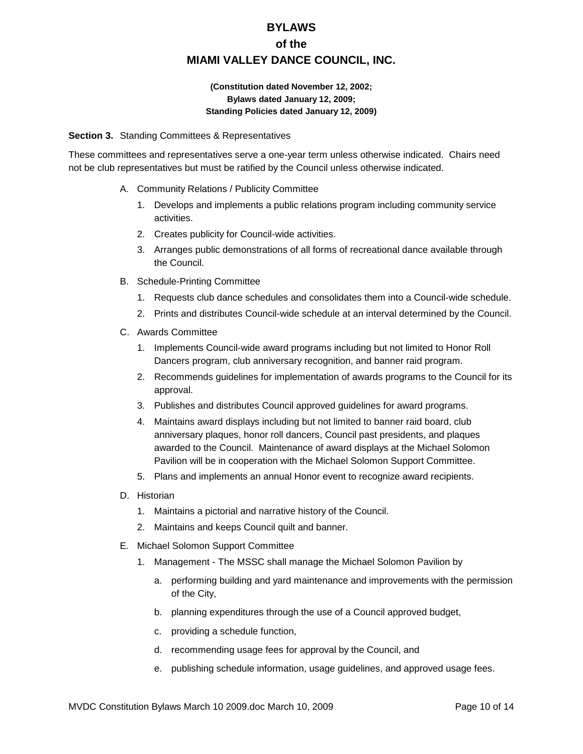**Section 3.** Standing Committees & Representatives

These committees and representatives serve a one-year term unless otherwise indicated. Chairs need not be club representatives but must be ratified by the Council unless otherwise indicated.

A. Community Relations / Publicity Committee
   1. Develops and implements a public relations program including community service activities.
   2. Creates publicity for Council-wide activities.
   3. Arranges public demonstrations of all forms of recreational dance available through the Council.

B. Schedule-Printing Committee
   1. Requests club dance schedules and consolidates them into a Council-wide schedule.
   2. Prints and distributes Council-wide schedule at an interval determined by the Council.

C. Awards Committee
   1. Implements Council-wide award programs including but not limited to Honor Roll Dancers program, club anniversary recognition, and banner raid program.
   2. Recommends guidelines for implementation of awards programs to the Council for its approval.
   3. Publishes and distributes Council approved guidelines for award programs.
   4. Maintains award displays including but not limited to banner raid board, club anniversary plaques, honor roll dancers, Council past presidents, and plaques awarded to the Council. Maintenance of award displays at the Michael Solomon Pavilion will be in cooperation with the Michael Solomon Support Committee.
   5. Plans and implements an annual Honor event to recognize award recipients.

D. Historian
   1. Maintains a pictorial and narrative history of the Council.
   2. Maintains and keeps Council quilt and banner.

E. Michael Solomon Support Committee
   1. Management - The MSSC shall manage the Michael Solomon Pavilion by
      a. performing building and yard maintenance and improvements with the permission of the City,
      b. planning expenditures through the use of a Council approved budget,
      c. providing a schedule function,
      d. recommending usage fees for approval by the Council, and
      e. publishing schedule information, usage guidelines, and approved usage fees.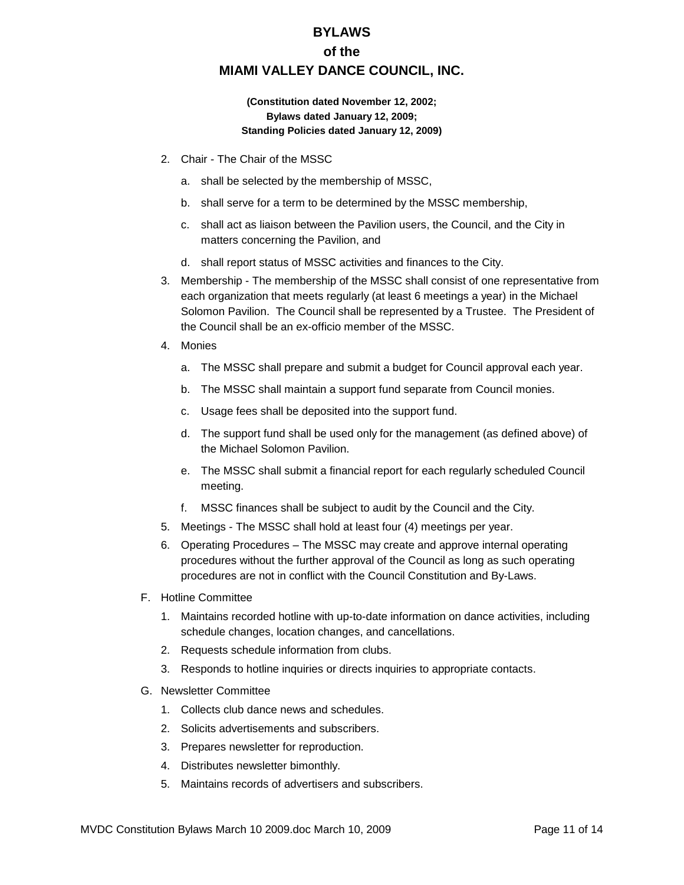2. Chair - The Chair of the MSSC

    a. shall be selected by the membership of MSSC,

    b. shall serve for a term to be determined by the MSSC membership,

    c. shall act as liaison between the Pavilion users, the Council, and the City in matters concerning the Pavilion, and

    d. shall report status of MSSC activities and finances to the City.

3. Membership - The membership of the MSSC shall consist of one representative from each organization that meets regularly (at least 6 meetings a year) in the Michael Solomon Pavilion. The Council shall be represented by a Trustee. The President of the Council shall be an ex-officio member of the MSSC.

4. Monies

    a. The MSSC shall prepare and submit a budget for Council approval each year.

    b. The MSSC shall maintain a support fund separate from Council monies.

    c. Usage fees shall be deposited into the support fund.

    d. The support fund shall be used only for the management (as defined above) of the Michael Solomon Pavilion.

    e. The MSSC shall submit a financial report for each regularly scheduled Council meeting.

    f. MSSC finances shall be subject to audit by the Council and the City.

5. Meetings - The MSSC shall hold at least four (4) meetings per year.

6. Operating Procedures – The MSSC may create and approve internal operating procedures without the further approval of the Council as long as such operating procedures are not in conflict with the Council Constitution and By-Laws.

F. Hotline Committee

1. Maintains recorded hotline with up-to-date information on dance activities, including schedule changes, location changes, and cancellations.
2. Requests schedule information from clubs.
3. Responds to hotline inquiries or directs inquiries to appropriate contacts.

G. Newsletter Committee

1. Collects club dance news and schedules.
2. Solicits advertisements and subscribers.
3. Prepares newsletter for reproduction.
4. Distributes newsletter bimonthly.
5. Maintains records of advertisers and subscribers.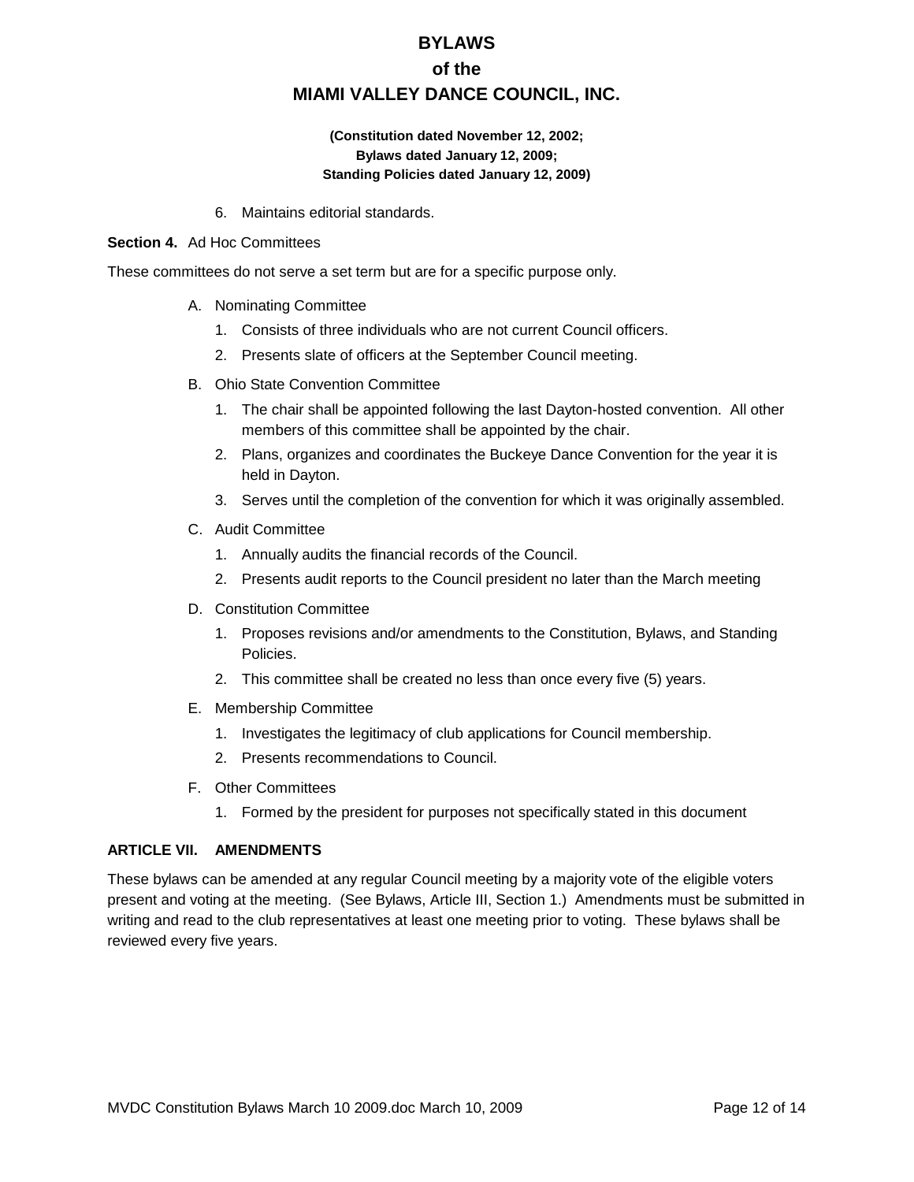6. Maintains editorial standards.

**Section 4.** Ad Hoc Committees

These committees do not serve a set term but are for a specific purpose only.

A. Nominating Committee
   1. Consists of three individuals who are not current Council officers.
   2. Presents slate of officers at the September Council meeting.
B. Ohio State Convention Committee
   1. The chair shall be appointed following the last Dayton-hosted convention. All other members of this committee shall be appointed by the chair.
   2. Plans, organizes and coordinates the Buckeye Dance Convention for the year it is held in Dayton.
   3. Serves until the completion of the convention for which it was originally assembled.
C. Audit Committee
   1. Annually audits the financial records of the Council.
   2. Presents audit reports to the Council president no later than the March meeting
D. Constitution Committee
   1. Proposes revisions and/or amendments to the Constitution, Bylaws, and Standing Policies.
   2. This committee shall be created no less than once every five (5) years.
E. Membership Committee
   1. Investigates the legitimacy of club applications for Council membership.
   2. Presents recommendations to Council.
F. Other Committees
   1. Formed by the president for purposes not specifically stated in this document

## ARTICLE VII. AMENDMENTS

These bylaws can be amended at any regular Council meeting by a majority vote of the eligible voters present and voting at the meeting. (See Bylaws, Article III, Section 1.) Amendments must be submitted in writing and read to the club representatives at least one meeting prior to voting. These bylaws shall be reviewed every five years.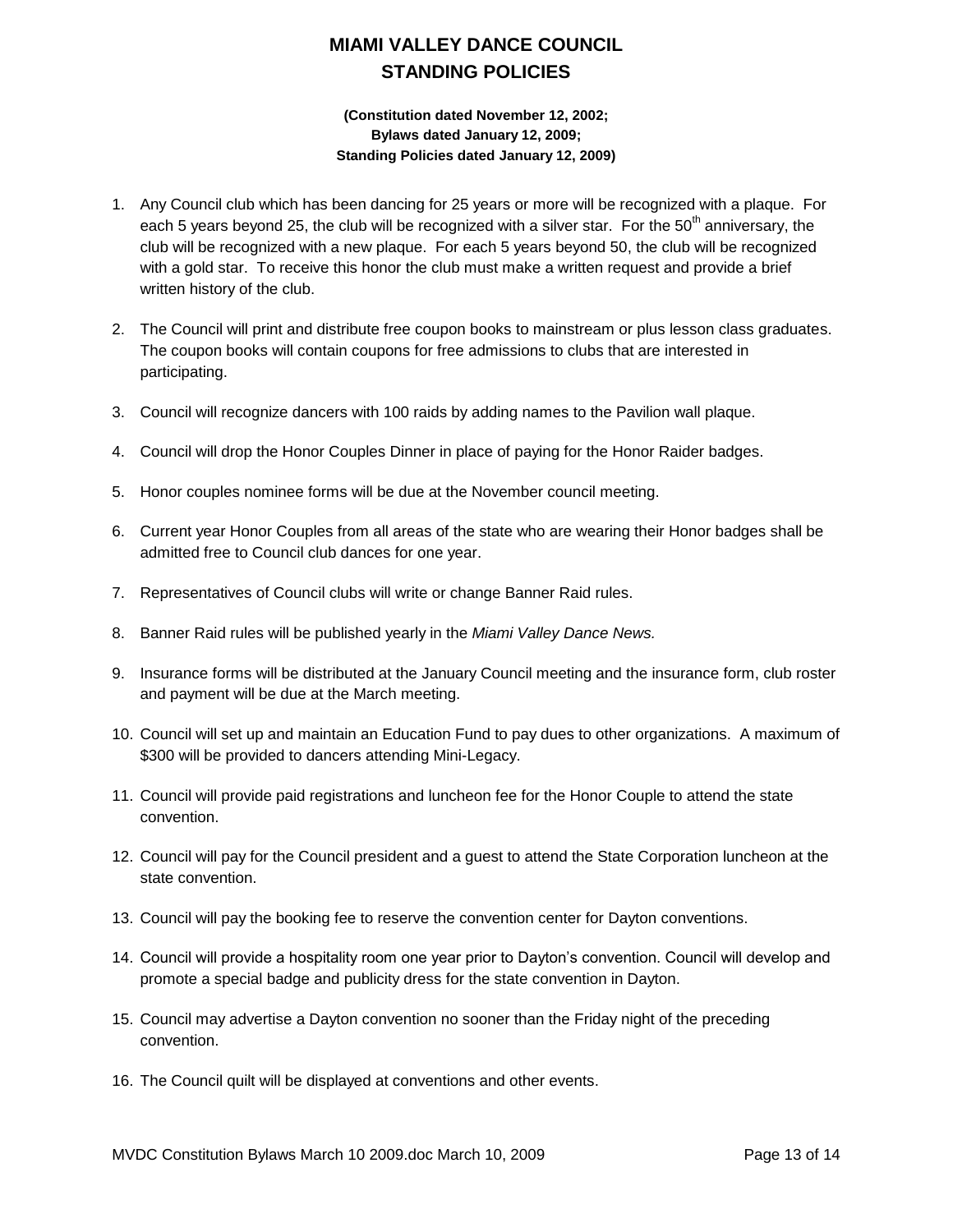# MIAMI VALLEY DANCE COUNCIL
# STANDING POLICIES

**(Constitution dated November 12, 2002;**
**Bylaws dated January 12, 2009;**
**Standing Policies dated January 12, 2009)**

1. Any Council club which has been dancing for 25 years or more will be recognized with a plaque. For each 5 years beyond 25, the club will be recognized with a silver star. For the 50th anniversary, the club will be recognized with a new plaque. For each 5 years beyond 50, the club will be recognized with a gold star. To receive this honor the club must make a written request and provide a brief written history of the club.

2. The Council will print and distribute free coupon books to mainstream or plus lesson class graduates. The coupon books will contain coupons for free admissions to clubs that are interested in participating.

3. Council will recognize dancers with 100 raids by adding names to the Pavilion wall plaque.

4. Council will drop the Honor Couples Dinner in place of paying for the Honor Raider badges.

5. Honor couples nominee forms will be due at the November council meeting.

6. Current year Honor Couples from all areas of the state who are wearing their Honor badges shall be admitted free to Council club dances for one year.

7. Representatives of Council clubs will write or change Banner Raid rules.

8. Banner Raid rules will be published yearly in the *Miami Valley Dance News.*

9. Insurance forms will be distributed at the January Council meeting and the insurance form, club roster and payment will be due at the March meeting.

10. Council will set up and maintain an Education Fund to pay dues to other organizations. A maximum of $300 will be provided to dancers attending Mini-Legacy.

11. Council will provide paid registrations and luncheon fee for the Honor Couple to attend the state convention.

12. Council will pay for the Council president and a guest to attend the State Corporation luncheon at the state convention.

13. Council will pay the booking fee to reserve the convention center for Dayton conventions.

14. Council will provide a hospitality room one year prior to Dayton's convention. Council will develop and promote a special badge and publicity dress for the state convention in Dayton.

15. Council may advertise a Dayton convention no sooner than the Friday night of the preceding convention.

16. The Council quilt will be displayed at conventions and other events.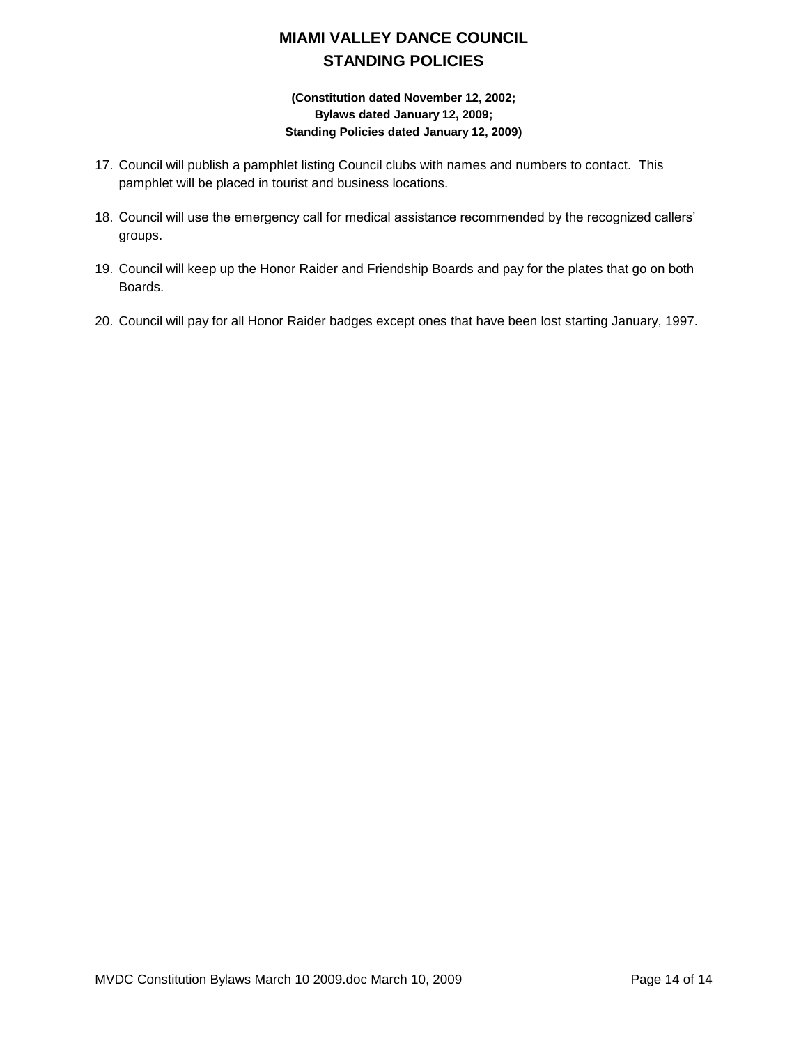# MIAMI VALLEY DANCE COUNCIL
## STANDING POLICIES

**(Constitution dated November 12, 2002;**
**Bylaws dated January 12, 2009;**
**Standing Policies dated January 12, 2009)**

17. Council will publish a pamphlet listing Council clubs with names and numbers to contact. This pamphlet will be placed in tourist and business locations.

18. Council will use the emergency call for medical assistance recommended by the recognized callers' groups.

19. Council will keep up the Honor Raider and Friendship Boards and pay for the plates that go on both Boards.

20. Council will pay for all Honor Raider badges except ones that have been lost starting January, 1997.